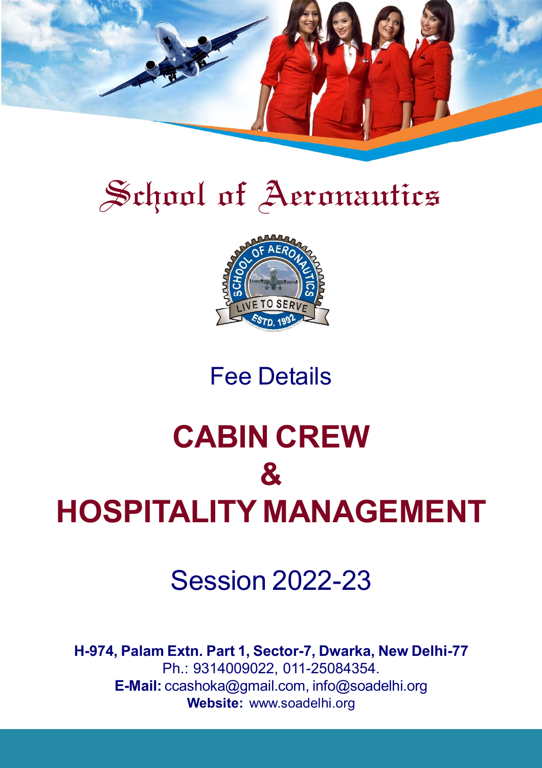# School of Aeronautics

## Fee Details

# CABIN CREW & HOSPITALITY MANAGEMENT

## Session 2022-23

**H-974, Palam Extn. Part 1, Sector-7, Dwarka, New Delhi-77**
Ph.: 9314009022, 011-25084354.
**E-Mail:** ccashoka@gmail.com, info@soadelhi.org
**Website:** www.soadelhi.org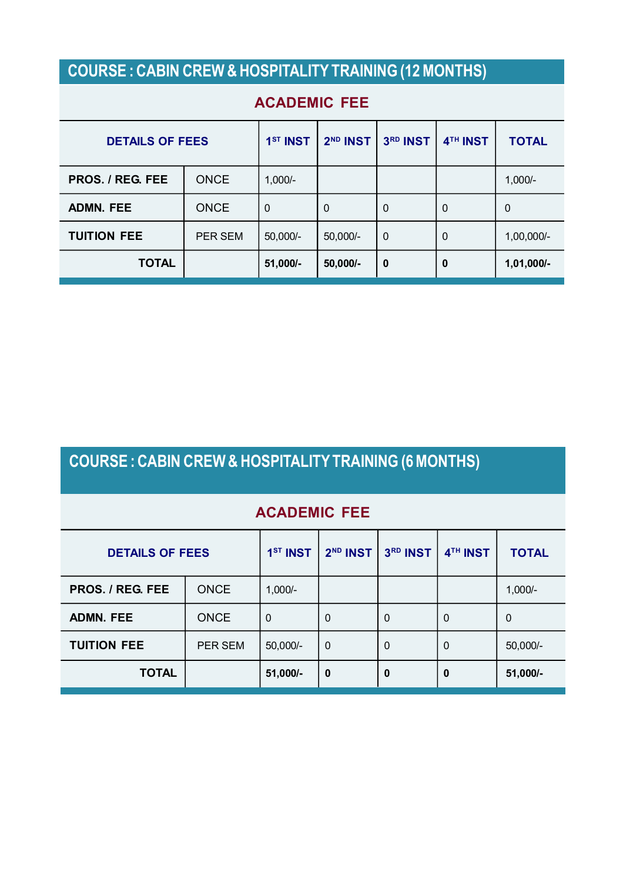## COURSE : CABIN CREW & HOSPITALITY TRAINING (12 MONTHS)

### ACADEMIC FEE

| DETAILS OF FEES | | 1ST INST | 2ND INST | 3RD INST | 4TH INST | TOTAL |
|---|---|---|---|---|---|---|
| PROS. / REG. FEE | ONCE | 1,000/- | | | | 1,000/- |
| ADMN. FEE | ONCE | 0 | 0 | 0 | 0 | 0 |
| TUITION FEE | PER SEM | 50,000/- | 50,000/- | 0 | 0 | 1,00,000/- |
| **TOTAL** | | **51,000/-** | **50,000/-** | **0** | **0** | **1,01,000/-** |

## COURSE : CABIN CREW & HOSPITALITY TRAINING (6 MONTHS)

### ACADEMIC FEE

| DETAILS OF FEES | | 1ST INST | 2ND INST | 3RD INST | 4TH INST | TOTAL |
|---|---|---|---|---|---|---|
| PROS. / REG. FEE | ONCE | 1,000/- | | | | 1,000/- |
| ADMN. FEE | ONCE | 0 | 0 | 0 | 0 | 0 |
| TUITION FEE | PER SEM | 50,000/- | 0 | 0 | 0 | 50,000/- |
| **TOTAL** | | **51,000/-** | **0** | **0** | **0** | **51,000/-** |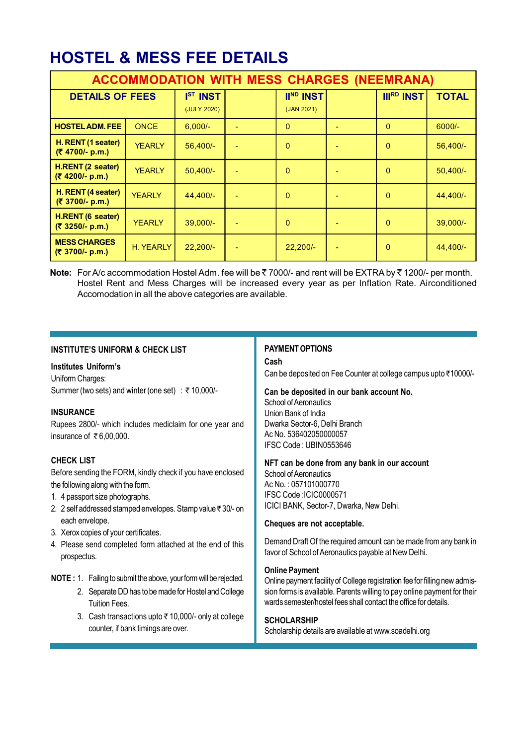# HOSTEL & MESS FEE DETAILS

| ACCOMMODATION WITH MESS CHARGES (NEEMRANA) | | | | | | | |
|---|---|---|---|---|---|---|---|
| DETAILS OF FEES | | IST INST (JULY 2020) | | IIND INST (JAN 2021) | | IIIRD INST | TOTAL |
| HOSTEL ADM. FEE | ONCE | 6,000/- | - | 0 | - | 0 | 6000/- |
| H. RENT (1 seater) (₹ 4700/- p.m.) | YEARLY | 56,400/- | - | 0 | - | 0 | 56,400/- |
| H.RENT (2 seater) (₹ 4200/- p.m.) | YEARLY | 50,400/- | - | 0 | - | 0 | 50,400/- |
| H. RENT (4 seater) (₹ 3700/- p.m.) | YEARLY | 44,400/- | - | 0 | - | 0 | 44,400/- |
| H.RENT (6 seater) (₹ 3250/- p.m.) | YEARLY | 39,000/- | - | 0 | - | 0 | 39,000/- |
| MESS CHARGES (₹ 3700/- p.m.) | H. YEARLY | 22,200/- | - | 22,200/- | - | 0 | 44,400/- |

**Note:** For A/c accommodation Hostel Adm. fee will be ₹ 7000/- and rent will be EXTRA by ₹ 1200/- per month. Hostel Rent and Mess Charges will be increased every year as per Inflation Rate. Airconditioned Accomodation in all the above categories are available.

## INSTITUTE'S UNIFORM & CHECK LIST

**Institutes Uniform's**

Uniform Charges:

Summer (two sets) and winter (one set) : ₹ 10,000/-

**INSURANCE**

Rupees 2800/- which includes mediclaim for one year and insurance of ₹ 6,00,000.

**CHECK LIST**

Before sending the FORM, kindly check if you have enclosed the following along with the form.

1. 4 passport size photographs.
2. 2 self addressed stamped envelopes. Stamp value ₹ 30/- on each envelope.
3. Xerox copies of your certificates.
4. Please send completed form attached at the end of this prospectus.

**NOTE :**
1. Failing to submit the above, your form will be rejected.
2. Separate DD has to be made for Hostel and College Tuition Fees.
3. Cash transactions upto ₹ 10,000/- only at college counter, if bank timings are over.

## PAYMENT OPTIONS

**Cash**

Can be deposited on Fee Counter at college campus upto ₹ 10000/-

**Can be deposited in our bank account No.**

School of Aeronautics
Union Bank of India
Dwarka Sector-6, Delhi Branch
Ac No. 536402050000057
IFSC Code : UBIN0553646

**NFT can be done from any bank in our account**

School of Aeronautics
Ac No. : 057101000770
IFSC Code :ICIC0000571
ICICI BANK, Sector-7, Dwarka, New Delhi.

**Cheques are not acceptable.**

Demand Draft Of the required amount can be made from any bank in favor of School of Aeronautics payable at New Delhi.

**Online Payment**

Online payment facility of College registration fee for filling new admission forms is available. Parents willing to pay online payment for their wards semester/hostel fees shall contact the office for details.

**SCHOLARSHIP**

Scholarship details are available at www.soadelhi.org